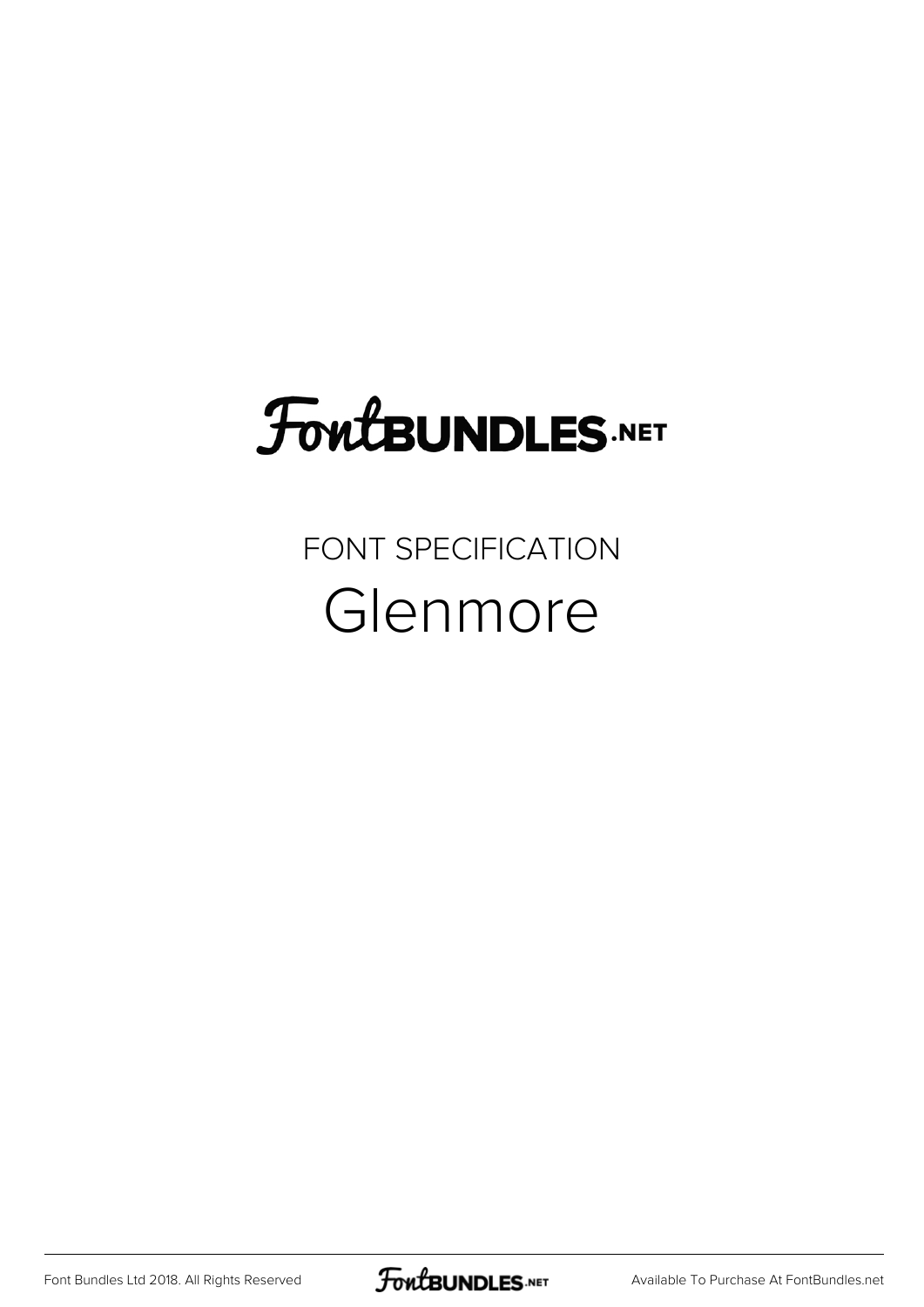# FontBUNDLES.NET

FONT SPECIFICATION

## Glenmore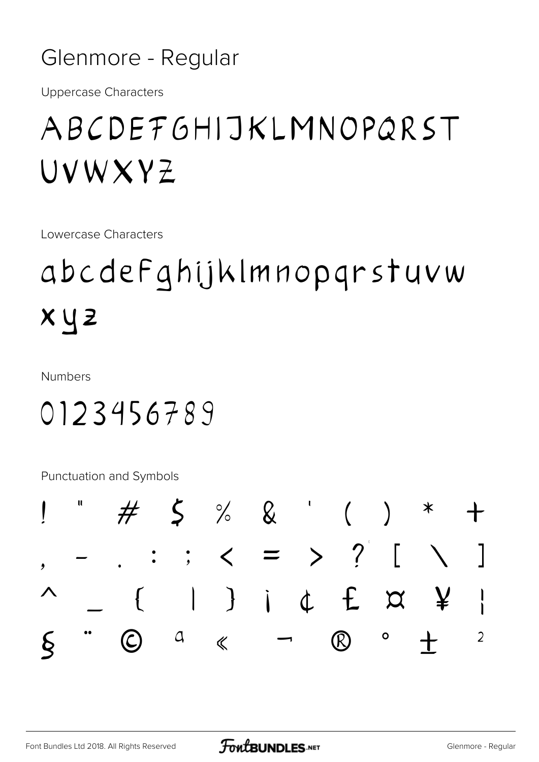# Glenmore - Regular

Uppercase Characters

ABCDEFGHIJKLMNOPQRST
UVWXYZ

Lowercase Characters

abcdefghijklmnopqrstuvw
xyz

Numbers

0123456789

Punctuation and Symbols

! " # $ % & ' ( ) * +
, - . : ; < = > ? [ \ ]
^ _ { | } ¡ ¢ £ ¤ ¥ ¦
§ ¨ © ª « ¬ ® ° ± ²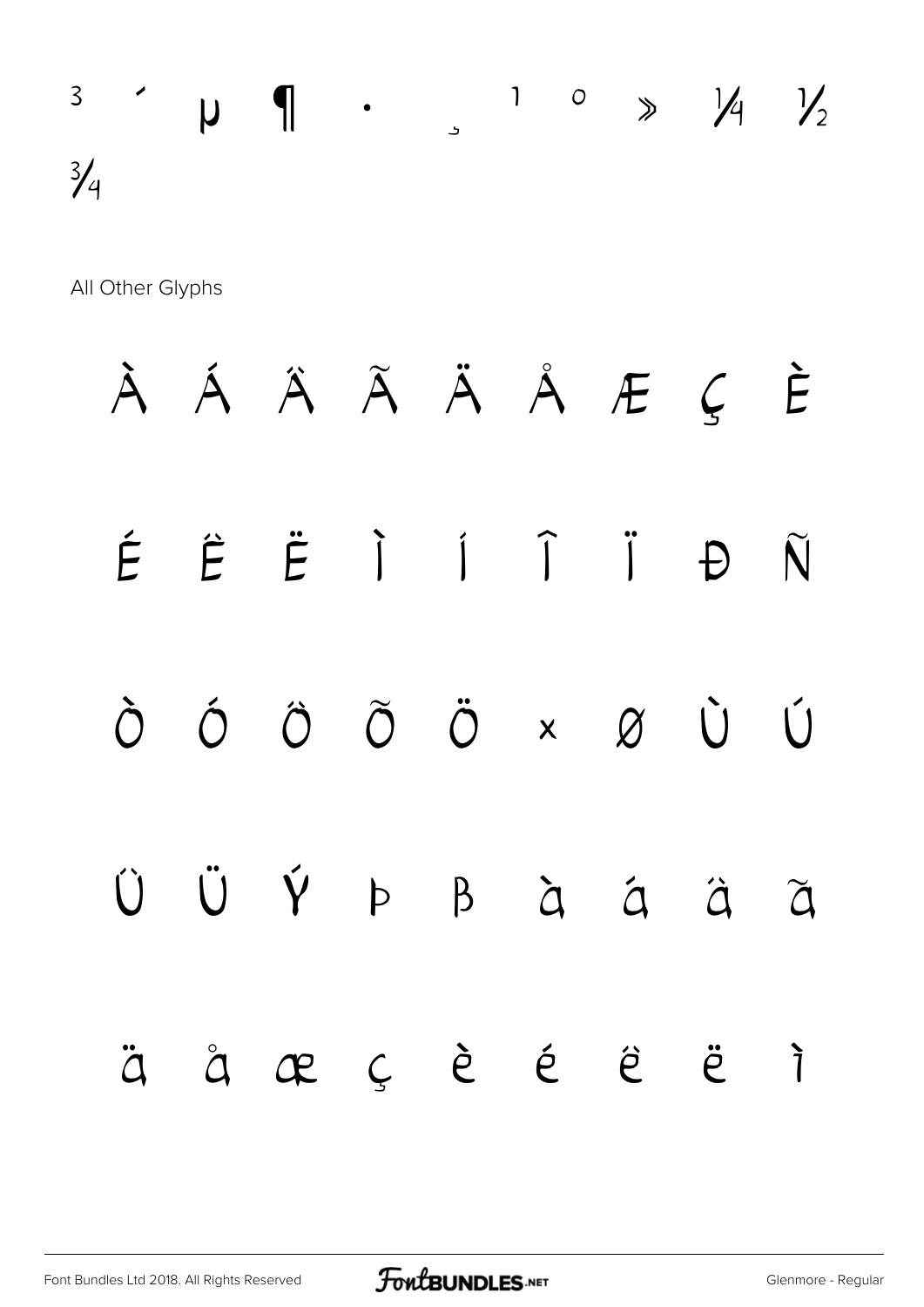³ ´ µ ¶ · ¸ ¹ º » ¼ ½
¾

All Other Glyphs

À Á Â Ã Ä Å Æ Ç È

É Ê Ë Ì Í Î Ï Ð Ñ

Ò Ó Ô Õ Ö × Ø Ù Ú

Û Ü Ý Þ ß à á â ã

ä å æ ç è é ê ë ì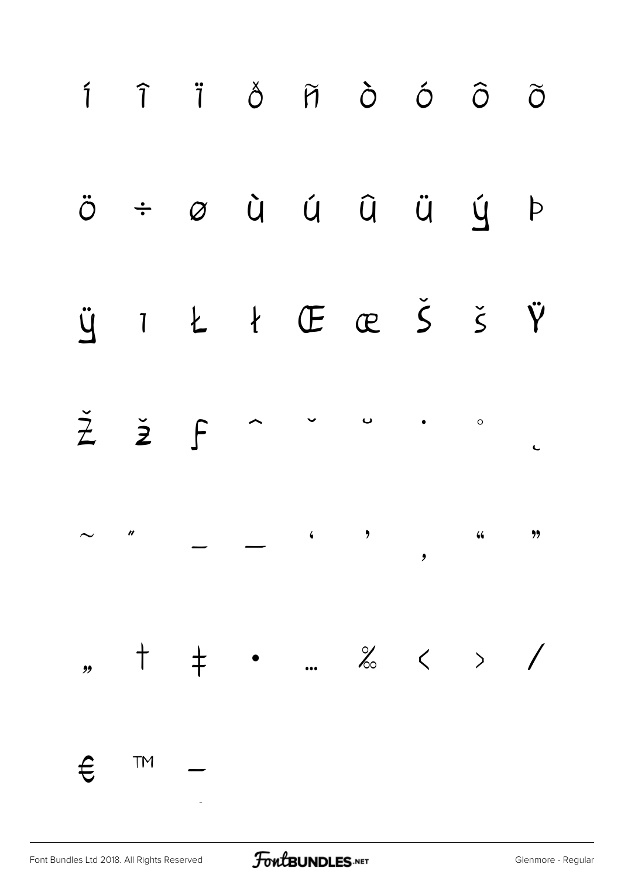í î ï ð ñ ò ó ô õ

ö ÷ ø ù ú û ü ý þ

ÿ ı Ł ł Œ œ Š š Ÿ

Ž ž ƒ ˆ ˇ ˘ ˙ ˚ ˛

˜ ˝ – — ‘ ’ ‚ “ ”

„ † ‡ • … ‰ ‹ › ⁄

€ ™ −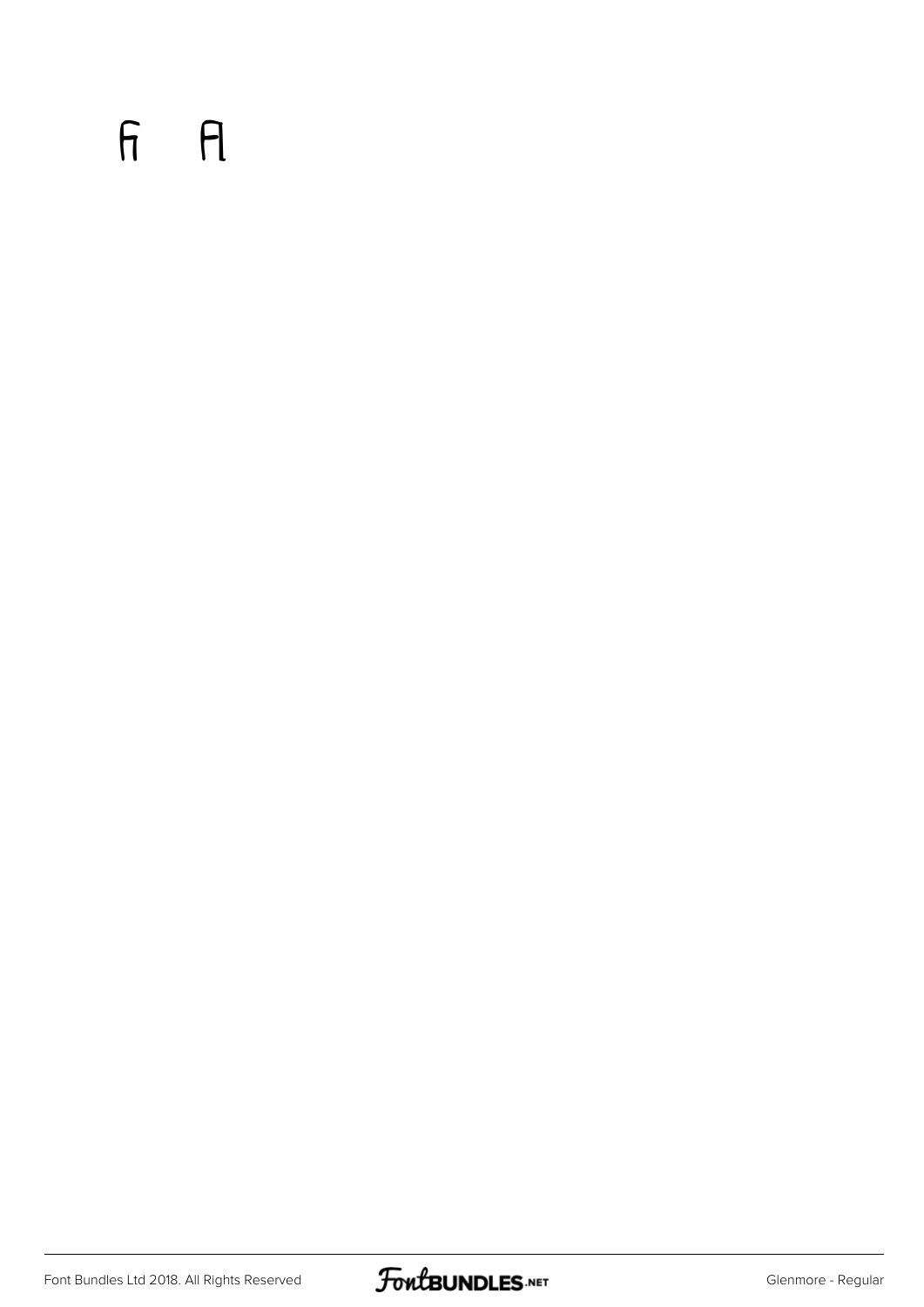ﬁ ﬂ